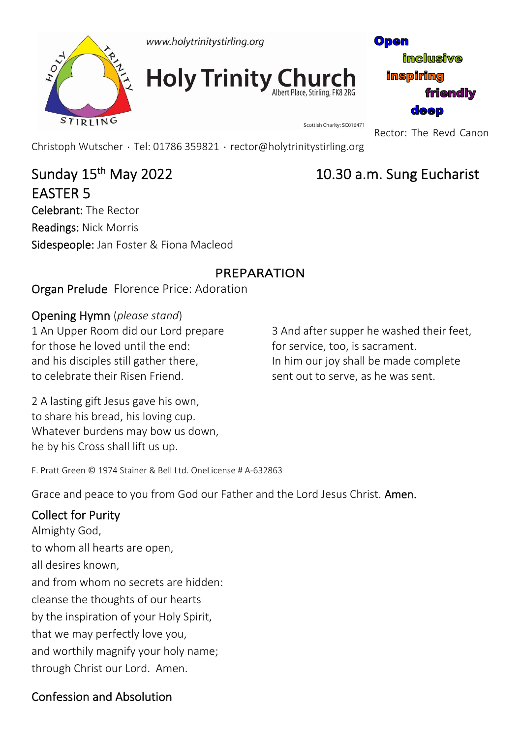www.holytrinitystirling.org

# Holy Trinity Church

Albert Place, Stirling, FK8 2RG

Scottish Charity: SC016471

**Open** **inclusive** **inspiring** **friendly** **deep**

Rector: The Revd Canon Christoph Wutscher · Tel: 01786 359821 · rector@holytrinitystirling.org

## Sunday 15th May 2022 — 10.30 a.m. Sung Eucharist

## EASTER 5

Celebrant: The Rector
Readings: Nick Morris
Sidespeople: Jan Foster & Fiona Macleod

### PREPARATION

Organ Prelude Florence Price: Adoration

Opening Hymn (*please stand*)

1 An Upper Room did our Lord prepare
for those he loved until the end:
and his disciples still gather there,
to celebrate their Risen Friend.

2 A lasting gift Jesus gave his own,
to share his bread, his loving cup.
Whatever burdens may bow us down,
he by his Cross shall lift us up.

3 And after supper he washed their feet,
for service, too, is sacrament.
In him our joy shall be made complete
sent out to serve, as he was sent.

F. Pratt Green © 1974 Stainer & Bell Ltd. OneLicense # A-632863

Grace and peace to you from God our Father and the Lord Jesus Christ. **Amen.**

Collect for Purity

Almighty God,
to whom all hearts are open,
all desires known,
and from whom no secrets are hidden:
cleanse the thoughts of our hearts
by the inspiration of your Holy Spirit,
that we may perfectly love you,
and worthily magnify your holy name;
through Christ our Lord. Amen.

Confession and Absolution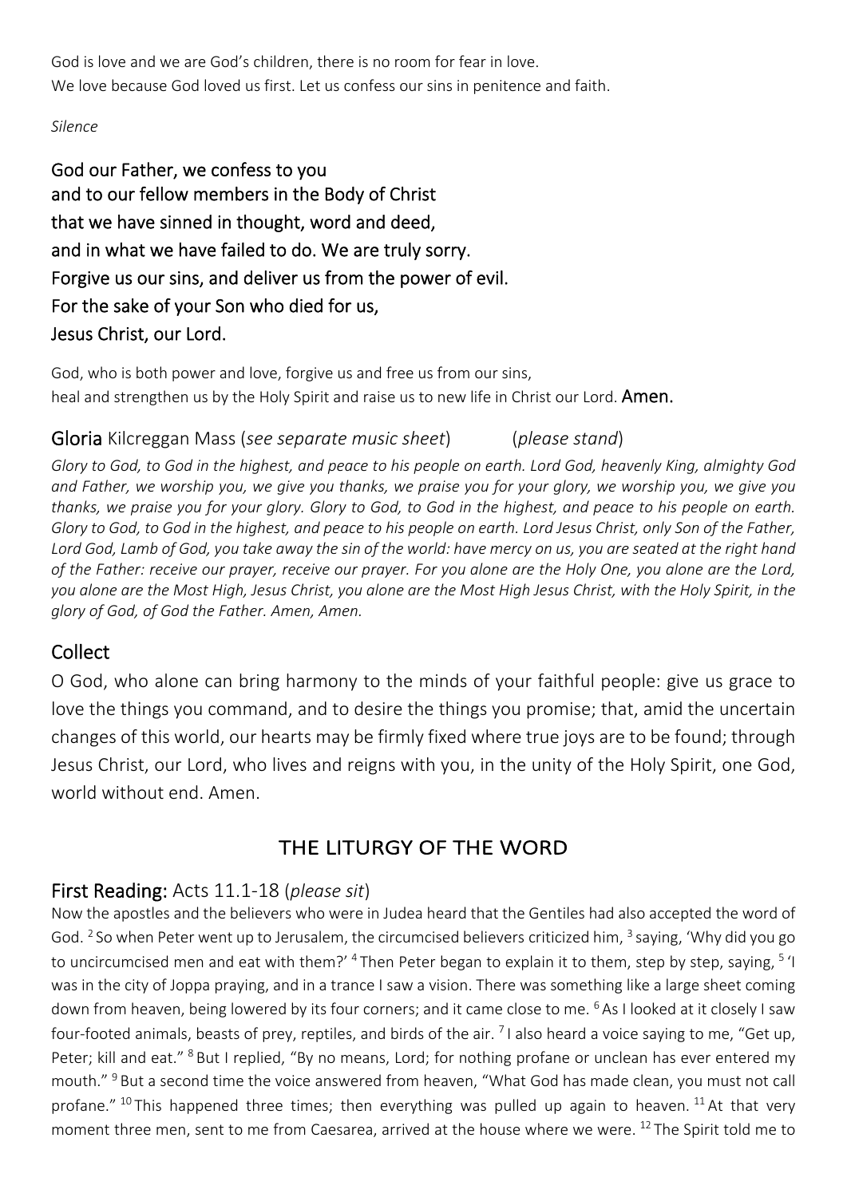God is love and we are God's children, there is no room for fear in love.
We love because God loved us first. Let us confess our sins in penitence and faith.

*Silence*

**God our Father, we confess to you**
**and to our fellow members in the Body of Christ**
**that we have sinned in thought, word and deed,**
**and in what we have failed to do. We are truly sorry.**
**Forgive us our sins, and deliver us from the power of evil.**
**For the sake of your Son who died for us,**
**Jesus Christ, our Lord.**

God, who is both power and love, forgive us and free us from our sins,
heal and strengthen us by the Holy Spirit and raise us to new life in Christ our Lord. **Amen.**

**Gloria** Kilcreggan Mass (*see separate music sheet*) (*please stand*)

*Glory to God, to God in the highest, and peace to his people on earth. Lord God, heavenly King, almighty God and Father, we worship you, we give you thanks, we praise you for your glory, we worship you, we give you thanks, we praise you for your glory. Glory to God, to God in the highest, and peace to his people on earth. Glory to God, to God in the highest, and peace to his people on earth. Lord Jesus Christ, only Son of the Father, Lord God, Lamb of God, you take away the sin of the world: have mercy on us, you are seated at the right hand of the Father: receive our prayer, receive our prayer. For you alone are the Holy One, you alone are the Lord, you alone are the Most High, Jesus Christ, you alone are the Most High Jesus Christ, with the Holy Spirit, in the glory of God, of God the Father. Amen, Amen.*

## Collect

O God, who alone can bring harmony to the minds of your faithful people: give us grace to love the things you command, and to desire the things you promise; that, amid the uncertain changes of this world, our hearts may be firmly fixed where true joys are to be found; through Jesus Christ, our Lord, who lives and reigns with you, in the unity of the Holy Spirit, one God, world without end. Amen.

## THE LITURGY OF THE WORD

### First Reading: Acts 11.1-18 (*please sit*)

Now the apostles and the believers who were in Judea heard that the Gentiles had also accepted the word of God. [2] So when Peter went up to Jerusalem, the circumcised believers criticized him, [3] saying, 'Why did you go to uncircumcised men and eat with them?' [4] Then Peter began to explain it to them, step by step, saying, [5] 'I was in the city of Joppa praying, and in a trance I saw a vision. There was something like a large sheet coming down from heaven, being lowered by its four corners; and it came close to me. [6] As I looked at it closely I saw four-footed animals, beasts of prey, reptiles, and birds of the air. [7] I also heard a voice saying to me, "Get up, Peter; kill and eat." [8] But I replied, "By no means, Lord; for nothing profane or unclean has ever entered my mouth." [9] But a second time the voice answered from heaven, "What God has made clean, you must not call profane." [10] This happened three times; then everything was pulled up again to heaven. [11] At that very moment three men, sent to me from Caesarea, arrived at the house where we were. [12] The Spirit told me to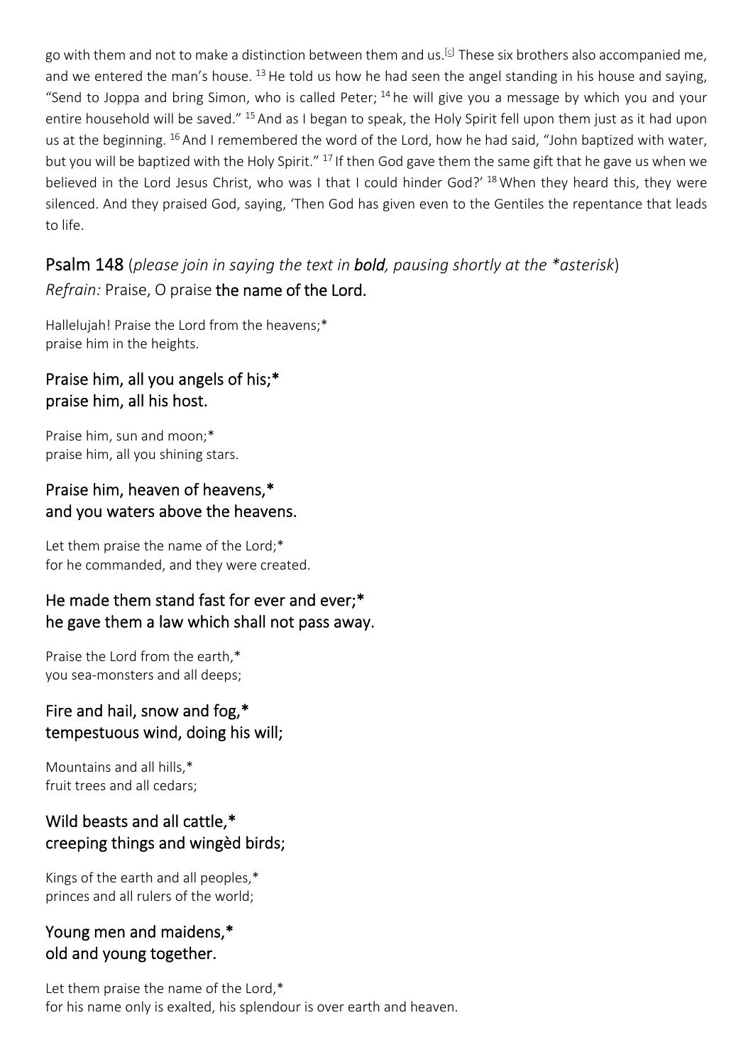go with them and not to make a distinction between them and us.[c] These six brothers also accompanied me, and we entered the man's house. [13] He told us how he had seen the angel standing in his house and saying, "Send to Joppa and bring Simon, who is called Peter; [14] he will give you a message by which you and your entire household will be saved." [15] And as I began to speak, the Holy Spirit fell upon them just as it had upon us at the beginning. [16] And I remembered the word of the Lord, how he had said, "John baptized with water, but you will be baptized with the Holy Spirit." [17] If then God gave them the same gift that he gave us when we believed in the Lord Jesus Christ, who was I that I could hinder God?' [18] When they heard this, they were silenced. And they praised God, saying, 'Then God has given even to the Gentiles the repentance that leads to life.

## Psalm 148 (*please join in saying the text in **bold**, pausing shortly at the *asterisk*)

*Refrain:* Praise, O praise **the name of the Lord.**

Hallelujah! Praise the Lord from the heavens;*
praise him in the heights.

**Praise him, all you angels of his;***
**praise him, all his host.**

Praise him, sun and moon;*
praise him, all you shining stars.

**Praise him, heaven of heavens,***
**and you waters above the heavens.**

Let them praise the name of the Lord;*
for he commanded, and they were created.

**He made them stand fast for ever and ever;***
**he gave them a law which shall not pass away.**

Praise the Lord from the earth,*
you sea-monsters and all deeps;

**Fire and hail, snow and fog,***
**tempestuous wind, doing his will;**

Mountains and all hills,*
fruit trees and all cedars;

**Wild beasts and all cattle,***
**creeping things and wingèd birds;**

Kings of the earth and all peoples,*
princes and all rulers of the world;

**Young men and maidens,***
**old and young together.**

Let them praise the name of the Lord,*
for his name only is exalted, his splendour is over earth and heaven.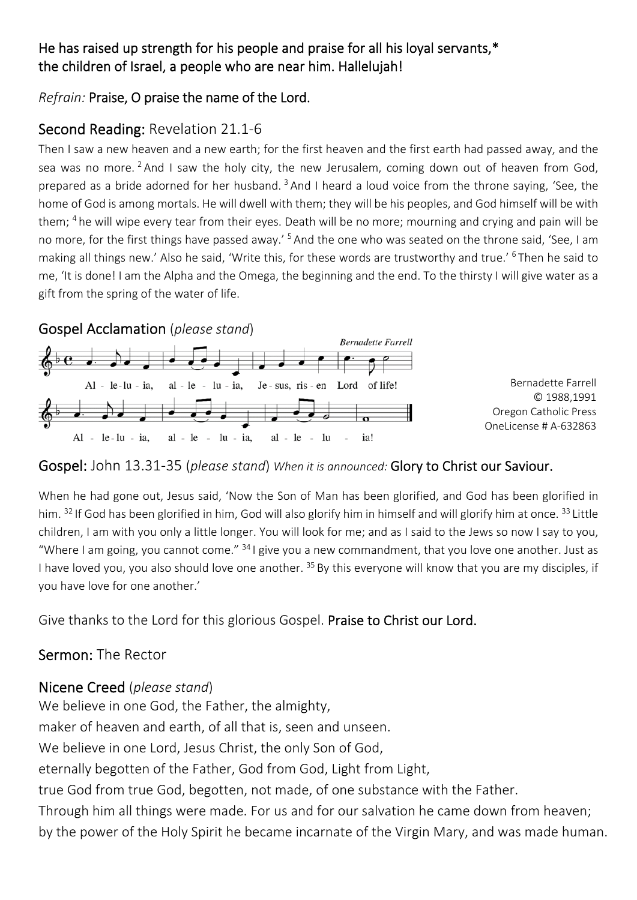**He has raised up strength for his people and praise for all his loyal servants,***
**the children of Israel, a people who are near him. Hallelujah!**

*Refrain:* **Praise, O praise the name of the Lord.**

## Second Reading: Revelation 21.1-6

Then I saw a new heaven and a new earth; for the first heaven and the first earth had passed away, and the sea was no more. [2] And I saw the holy city, the new Jerusalem, coming down out of heaven from God, prepared as a bride adorned for her husband. [3] And I heard a loud voice from the throne saying, 'See, the home of God is among mortals. He will dwell with them; they will be his peoples, and God himself will be with them; [4] he will wipe every tear from their eyes. Death will be no more; mourning and crying and pain will be no more, for the first things have passed away.' [5] And the one who was seated on the throne said, 'See, I am making all things new.' Also he said, 'Write this, for these words are trustworthy and true.' [6] Then he said to me, 'It is done! I am the Alpha and the Omega, the beginning and the end. To the thirsty I will give water as a gift from the spring of the water of life.

## Gospel Acclamation (*please stand*)

*Bernadette Farrell*

Al - le-lu - ia, al - le - lu - ia, Je - sus, ris - en Lord of life!
Al - le-lu - ia, al - le - lu - ia, al - le - lu - ia!

Bernadette Farrell
© 1988,1991
Oregon Catholic Press
OneLicense # A-632863

## Gospel: John 13.31-35 (*please stand*) *When it is announced:* **Glory to Christ our Saviour.**

When he had gone out, Jesus said, 'Now the Son of Man has been glorified, and God has been glorified in him. [32] If God has been glorified in him, God will also glorify him in himself and will glorify him at once. [33] Little children, I am with you only a little longer. You will look for me; and as I said to the Jews so now I say to you, "Where I am going, you cannot come." [34] I give you a new commandment, that you love one another. Just as I have loved you, you also should love one another. [35] By this everyone will know that you are my disciples, if you have love for one another.'

Give thanks to the Lord for this glorious Gospel. **Praise to Christ our Lord.**

## Sermon: The Rector

## Nicene Creed (*please stand*)

We believe in one God, the Father, the almighty,
maker of heaven and earth, of all that is, seen and unseen.
We believe in one Lord, Jesus Christ, the only Son of God,
eternally begotten of the Father, God from God, Light from Light,
true God from true God, begotten, not made, of one substance with the Father.
Through him all things were made. For us and for our salvation he came down from heaven;
by the power of the Holy Spirit he became incarnate of the Virgin Mary, and was made human.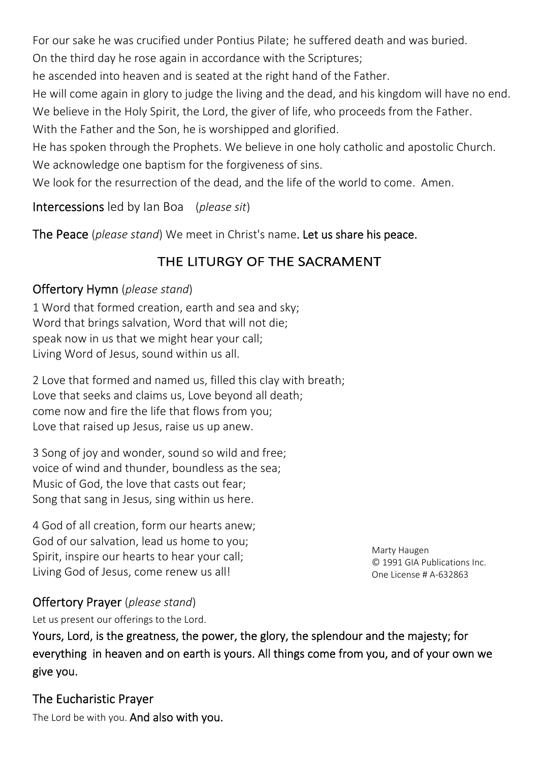For our sake he was crucified under Pontius Pilate; he suffered death and was buried.
On the third day he rose again in accordance with the Scriptures;
he ascended into heaven and is seated at the right hand of the Father.
He will come again in glory to judge the living and the dead, and his kingdom will have no end.
We believe in the Holy Spirit, the Lord, the giver of life, who proceeds from the Father.
With the Father and the Son, he is worshipped and glorified.
He has spoken through the Prophets. We believe in one holy catholic and apostolic Church.
We acknowledge one baptism for the forgiveness of sins.
We look for the resurrection of the dead, and the life of the world to come. Amen.

Intercessions led by Ian Boa (*please sit*)

The Peace (*please stand*) We meet in Christ's name. **Let us share his peace.**

## THE LITURGY OF THE SACRAMENT

### Offertory Hymn (*please stand*)

1 Word that formed creation, earth and sea and sky;
Word that brings salvation, Word that will not die;
speak now in us that we might hear your call;
Living Word of Jesus, sound within us all.

2 Love that formed and named us, filled this clay with breath;
Love that seeks and claims us, Love beyond all death;
come now and fire the life that flows from you;
Love that raised up Jesus, raise us up anew.

3 Song of joy and wonder, sound so wild and free;
voice of wind and thunder, boundless as the sea;
Music of God, the love that casts out fear;
Song that sang in Jesus, sing within us here.

4 God of all creation, form our hearts anew;
God of our salvation, lead us home to you;
Spirit, inspire our hearts to hear your call;
Living God of Jesus, come renew us all!

Marty Haugen
© 1991 GIA Publications Inc.
One License # A-632863

### Offertory Prayer (*please stand*)

Let us present our offerings to the Lord.

**Yours, Lord, is the greatness, the power, the glory, the splendour and the majesty; for everything in heaven and on earth is yours. All things come from you, and of your own we give you.**

### The Eucharistic Prayer

The Lord be with you. **And also with you.**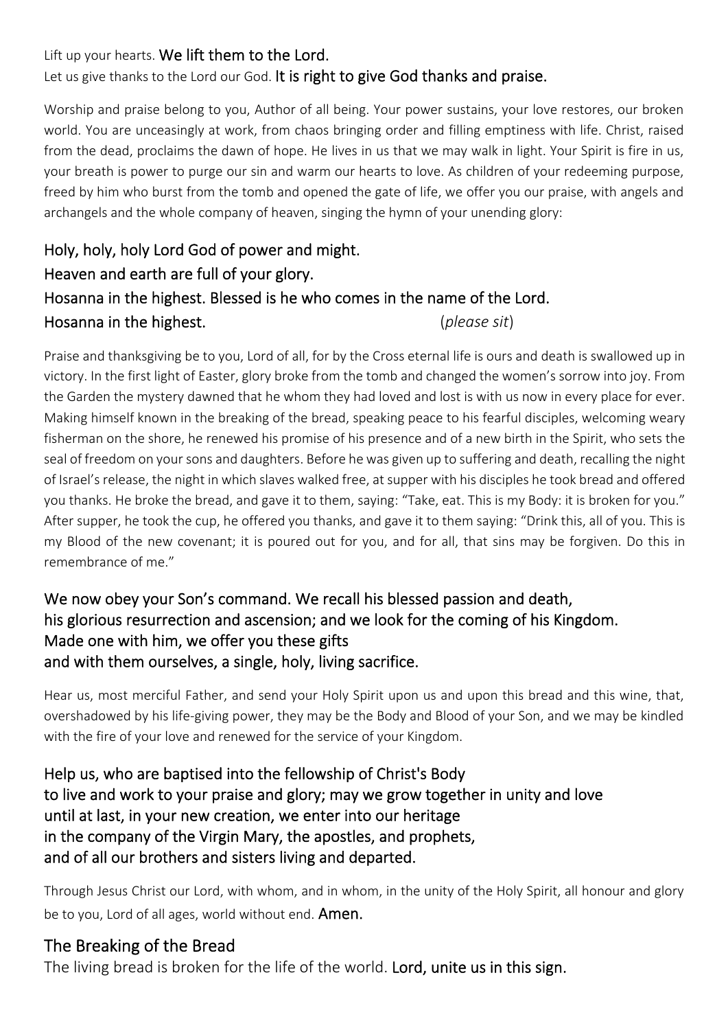Lift up your hearts. **We lift them to the Lord.**
Let us give thanks to the Lord our God. **It is right to give God thanks and praise.**

Worship and praise belong to you, Author of all being. Your power sustains, your love restores, our broken world. You are unceasingly at work, from chaos bringing order and filling emptiness with life. Christ, raised from the dead, proclaims the dawn of hope. He lives in us that we may walk in light. Your Spirit is fire in us, your breath is power to purge our sin and warm our hearts to love. As children of your redeeming purpose, freed by him who burst from the tomb and opened the gate of life, we offer you our praise, with angels and archangels and the whole company of heaven, singing the hymn of your unending glory:

**Holy, holy, holy Lord God of power and might.**
**Heaven and earth are full of your glory.**
**Hosanna in the highest. Blessed is he who comes in the name of the Lord.**
**Hosanna in the highest.** (*please sit*)

Praise and thanksgiving be to you, Lord of all, for by the Cross eternal life is ours and death is swallowed up in victory. In the first light of Easter, glory broke from the tomb and changed the women's sorrow into joy. From the Garden the mystery dawned that he whom they had loved and lost is with us now in every place for ever. Making himself known in the breaking of the bread, speaking peace to his fearful disciples, welcoming weary fisherman on the shore, he renewed his promise of his presence and of a new birth in the Spirit, who sets the seal of freedom on your sons and daughters. Before he was given up to suffering and death, recalling the night of Israel's release, the night in which slaves walked free, at supper with his disciples he took bread and offered you thanks. He broke the bread, and gave it to them, saying: "Take, eat. This is my Body: it is broken for you." After supper, he took the cup, he offered you thanks, and gave it to them saying: "Drink this, all of you. This is my Blood of the new covenant; it is poured out for you, and for all, that sins may be forgiven. Do this in remembrance of me."

**We now obey your Son's command. We recall his blessed passion and death,**
**his glorious resurrection and ascension; and we look for the coming of his Kingdom.**
**Made one with him, we offer you these gifts**
**and with them ourselves, a single, holy, living sacrifice.**

Hear us, most merciful Father, and send your Holy Spirit upon us and upon this bread and this wine, that, overshadowed by his life-giving power, they may be the Body and Blood of your Son, and we may be kindled with the fire of your love and renewed for the service of your Kingdom.

**Help us, who are baptised into the fellowship of Christ's Body**
**to live and work to your praise and glory; may we grow together in unity and love**
**until at last, in your new creation, we enter into our heritage**
**in the company of the Virgin Mary, the apostles, and prophets,**
**and of all our brothers and sisters living and departed.**

Through Jesus Christ our Lord, with whom, and in whom, in the unity of the Holy Spirit, all honour and glory be to you, Lord of all ages, world without end. **Amen.**

## The Breaking of the Bread

The living bread is broken for the life of the world. **Lord, unite us in this sign.**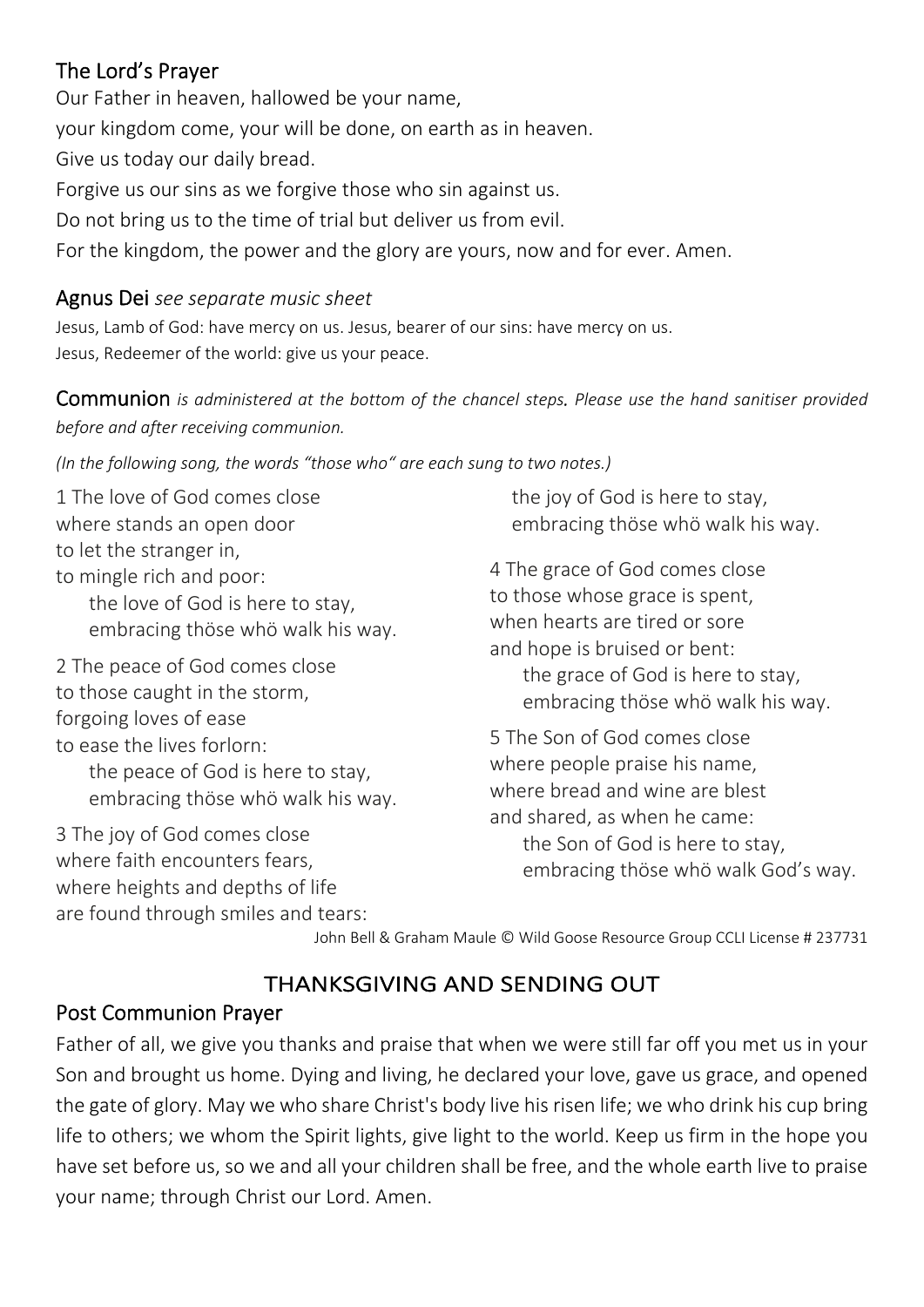## The Lord's Prayer

Our Father in heaven, hallowed be your name,
your kingdom come, your will be done, on earth as in heaven.
Give us today our daily bread.
Forgive us our sins as we forgive those who sin against us.
Do not bring us to the time of trial but deliver us from evil.
For the kingdom, the power and the glory are yours, now and for ever. Amen.

## Agnus Dei *see separate music sheet*

Jesus, Lamb of God: have mercy on us. Jesus, bearer of our sins: have mercy on us.
Jesus, Redeemer of the world: give us your peace.

**Communion** *is administered at the bottom of the chancel steps. Please use the hand sanitiser provided before and after receiving communion.*

*(In the following song, the words "those who" are each sung to two notes.)*

1 The love of God comes close
where stands an open door
to let the stranger in,
to mingle rich and poor:
  the love of God is here to stay,
  embracing thöse whö walk his way.

2 The peace of God comes close
to those caught in the storm,
forgoing loves of ease
to ease the lives forlorn:
  the peace of God is here to stay,
  embracing thöse whö walk his way.

3 The joy of God comes close
where faith encounters fears,
where heights and depths of life
are found through smiles and tears:
  the joy of God is here to stay,
  embracing thöse whö walk his way.

4 The grace of God comes close
to those whose grace is spent,
when hearts are tired or sore
and hope is bruised or bent:
  the grace of God is here to stay,
  embracing thöse whö walk his way.

5 The Son of God comes close
where people praise his name,
where bread and wine are blest
and shared, as when he came:
  the Son of God is here to stay,
  embracing thöse whö walk God's way.

John Bell & Graham Maule © Wild Goose Resource Group CCLI License # 237731

# THANKSGIVING AND SENDING OUT

## Post Communion Prayer

Father of all, we give you thanks and praise that when we were still far off you met us in your Son and brought us home. Dying and living, he declared your love, gave us grace, and opened the gate of glory. May we who share Christ's body live his risen life; we who drink his cup bring life to others; we whom the Spirit lights, give light to the world. Keep us firm in the hope you have set before us, so we and all your children shall be free, and the whole earth live to praise your name; through Christ our Lord. Amen.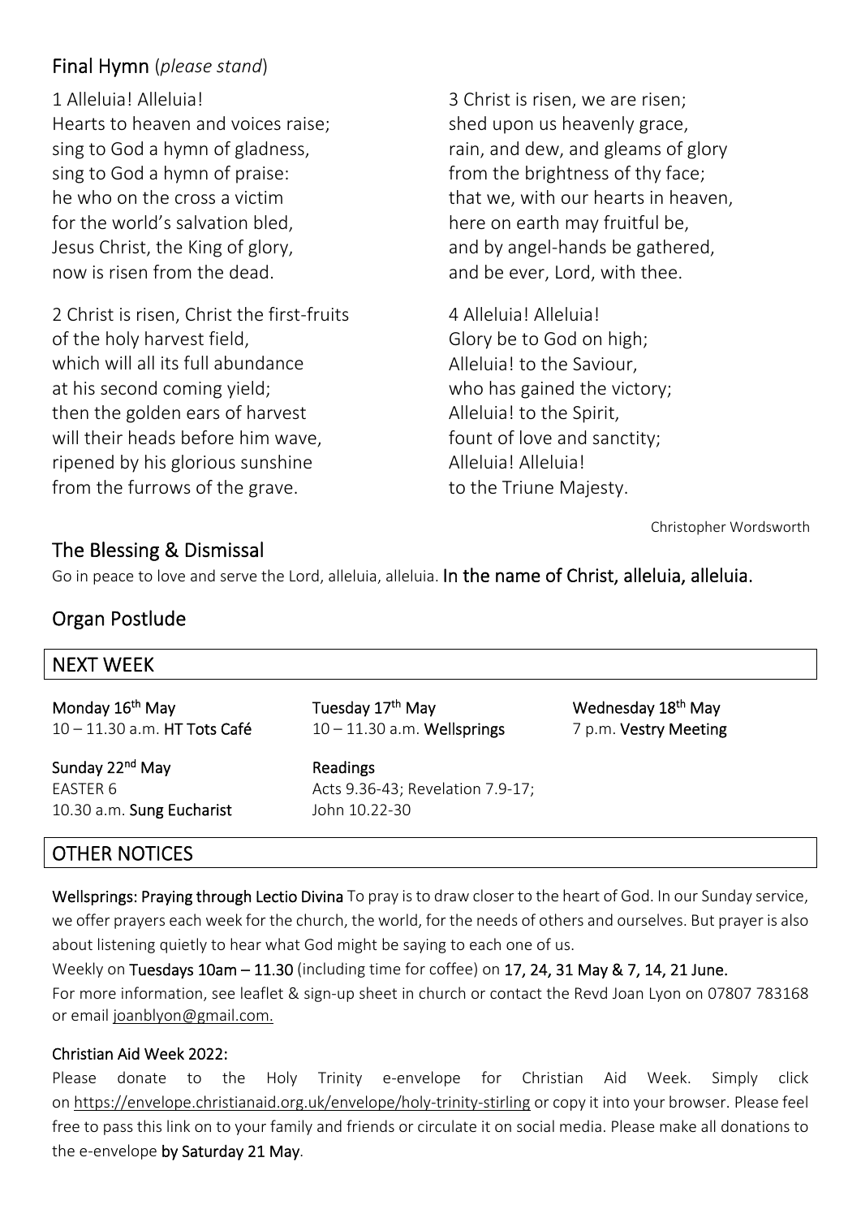## Final Hymn (*please stand*)

1 Alleluia! Alleluia!
Hearts to heaven and voices raise;
sing to God a hymn of gladness,
sing to God a hymn of praise:
he who on the cross a victim
for the world's salvation bled,
Jesus Christ, the King of glory,
now is risen from the dead.

2 Christ is risen, Christ the first-fruits
of the holy harvest field,
which will all its full abundance
at his second coming yield;
then the golden ears of harvest
will their heads before him wave,
ripened by his glorious sunshine
from the furrows of the grave.

3 Christ is risen, we are risen;
shed upon us heavenly grace,
rain, and dew, and gleams of glory
from the brightness of thy face;
that we, with our hearts in heaven,
here on earth may fruitful be,
and by angel-hands be gathered,
and be ever, Lord, with thee.

4 Alleluia! Alleluia!
Glory be to God on high;
Alleluia! to the Saviour,
who has gained the victory;
Alleluia! to the Spirit,
fount of love and sanctity;
Alleluia! Alleluia!
to the Triune Majesty.

Christopher Wordsworth

## The Blessing & Dismissal

Go in peace to love and serve the Lord, alleluia, alleluia. **In the name of Christ, alleluia, alleluia.**

## Organ Postlude

## NEXT WEEK

**Monday 16th May**
10 – 11.30 a.m. **HT Tots Café**

**Tuesday 17th May**
10 – 11.30 a.m. **Wellsprings**

**Wednesday 18th May**
7 p.m. **Vestry Meeting**

**Sunday 22nd May**
EASTER 6
10.30 a.m. **Sung Eucharist**

**Readings**
Acts 9.36-43; Revelation 7.9-17;
John 10.22-30

## OTHER NOTICES

**Wellsprings: Praying through Lectio Divina** To pray is to draw closer to the heart of God. In our Sunday service, we offer prayers each week for the church, the world, for the needs of others and ourselves. But prayer is also about listening quietly to hear what God might be saying to each one of us.

Weekly on **Tuesdays 10am – 11.30** (including time for coffee) on **17, 24, 31 May & 7, 14, 21 June.**

For more information, see leaflet & sign-up sheet in church or contact the Revd Joan Lyon on 07807 783168 or email joanblyon@gmail.com.

**Christian Aid Week 2022:**

Please donate to the Holy Trinity e-envelope for Christian Aid Week. Simply click on https://envelope.christianaid.org.uk/envelope/holy-trinity-stirling or copy it into your browser. Please feel free to pass this link on to your family and friends or circulate it on social media. Please make all donations to the e-envelope **by Saturday 21 May**.